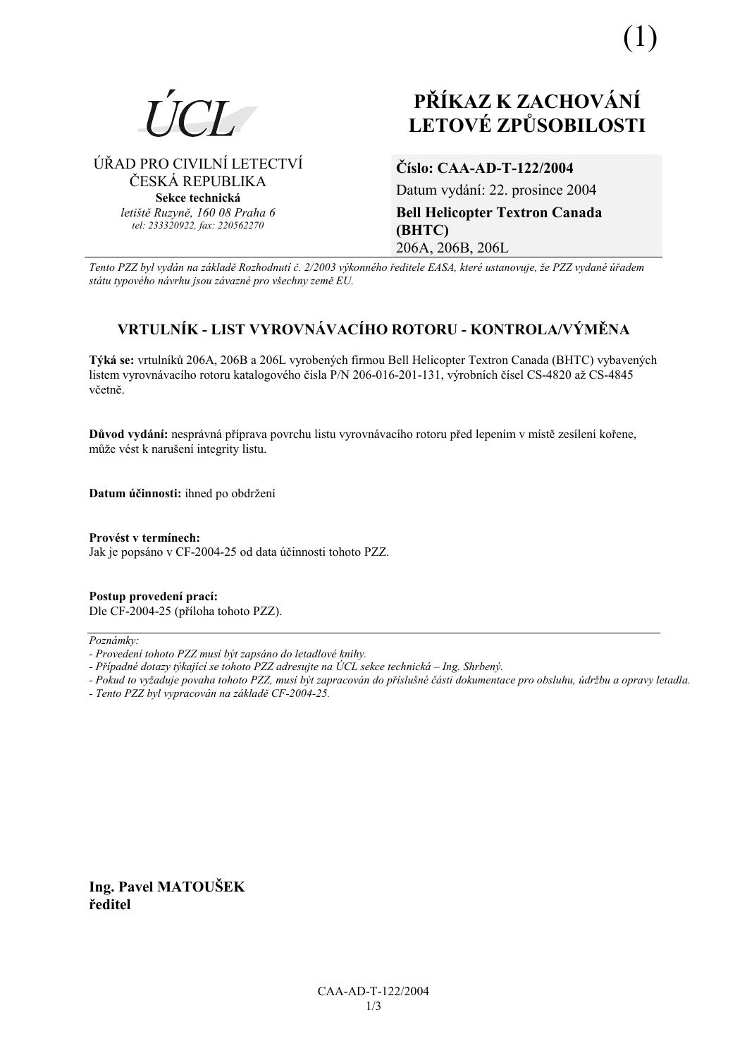(1)

ÚCL

ÚŘAD PRO CIVILNÍ LETECTVÍ
ČESKÁ REPUBLIKA
**Sekce technická**
*letiště Ruzyně, 160 08 Praha 6*
*tel: 233320922, fax: 220562270*

# PŘÍKAZ K ZACHOVÁNÍ LETOVÉ ZPŮSOBILOSTI

**Číslo: CAA-AD-T-122/2004**
Datum vydání: 22. prosince 2004
**Bell Helicopter Textron Canada (BHTC)**
206A, 206B, 206L

*Tento PZZ byl vydán na základě Rozhodnutí č. 2/2003 výkonného ředitele EASA, které ustanovuje, že PZZ vydané úřadem státu typového návrhu jsou závazné pro všechny země EU.*

## VRTULNÍK - LIST VYROVNÁVACÍHO ROTORU - KONTROLA/VÝMĚNA

**Týká se:** vrtulníků 206A, 206B a 206L vyrobených firmou Bell Helicopter Textron Canada (BHTC) vybavených listem vyrovnávacího rotoru katalogového čísla P/N 206-016-201-131, výrobních čísel CS-4820 až CS-4845 včetně.

**Důvod vydání:** nesprávná příprava povrchu listu vyrovnávacího rotoru před lepením v místě zesílení kořene, může vést k narušení integrity listu.

**Datum účinnosti:** ihned po obdržení

**Provést v termínech:**
Jak je popsáno v CF-2004-25 od data účinnosti tohoto PZZ.

**Postup provedení prací:**
Dle CF-2004-25 (příloha tohoto PZZ).

*Poznámky:*
*- Provedení tohoto PZZ musí být zapsáno do letadlové knihy.*
*- Případné dotazy týkající se tohoto PZZ adresujte na ÚCL sekce technická – Ing. Shrbený.*
*- Pokud to vyžaduje povaha tohoto PZZ, musí být zapracován do příslušné části dokumentace pro obsluhu, údržbu a opravy letadla.*
*- Tento PZZ byl vypracován na základě CF-2004-25.*

**Ing. Pavel MATOUŠEK**
**ředitel**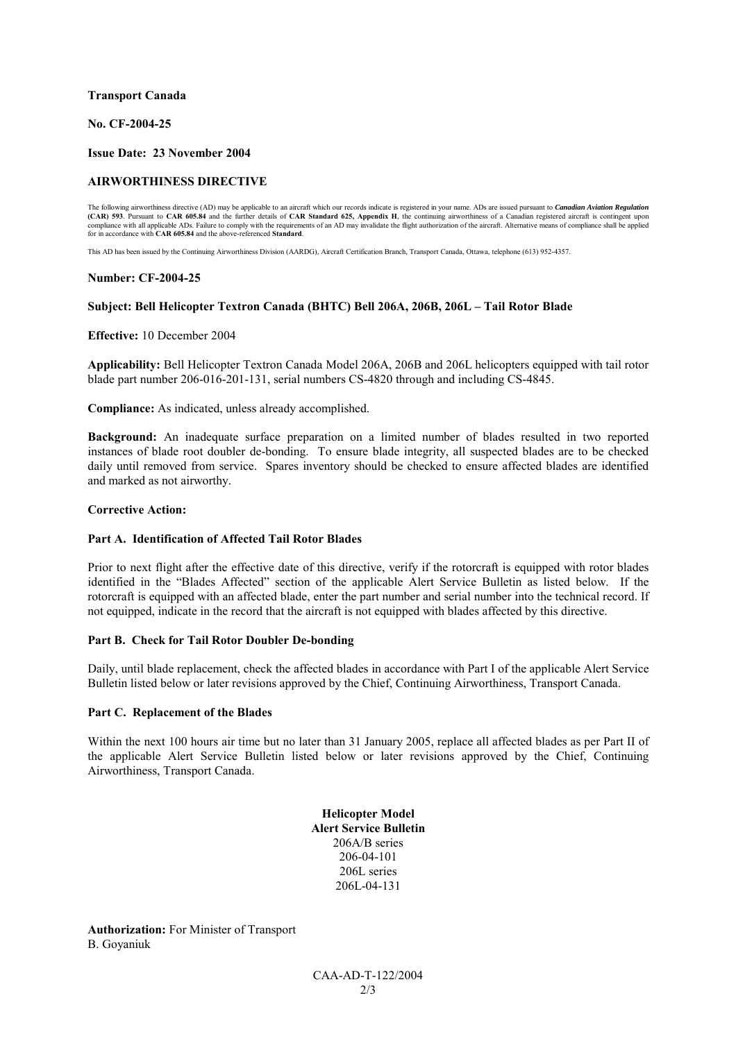**Transport Canada**

**No. CF-2004-25**

**Issue Date: 23 November 2004**

**AIRWORTHINESS DIRECTIVE**

The following airworthiness directive (AD) may be applicable to an aircraft which our records indicate is registered in your name. ADs are issued pursuant to ***Canadian Aviation Regulation* (CAR) 593**. Pursuant to **CAR 605.84** and the further details of **CAR Standard 625, Appendix H**, the continuing airworthiness of a Canadian registered aircraft is contingent upon compliance with all applicable ADs. Failure to comply with the requirements of an AD may invalidate the flight authorization of the aircraft. Alternative means of compliance shall be applied for in accordance with **CAR 605.84** and the above-referenced **Standard**.

This AD has been issued by the Continuing Airworthiness Division (AARDG), Aircraft Certification Branch, Transport Canada, Ottawa, telephone (613) 952-4357.

**Number: CF-2004-25**

**Subject: Bell Helicopter Textron Canada (BHTC) Bell 206A, 206B, 206L – Tail Rotor Blade**

**Effective:** 10 December 2004

**Applicability:** Bell Helicopter Textron Canada Model 206A, 206B and 206L helicopters equipped with tail rotor blade part number 206-016-201-131, serial numbers CS-4820 through and including CS-4845.

**Compliance:** As indicated, unless already accomplished.

**Background:** An inadequate surface preparation on a limited number of blades resulted in two reported instances of blade root doubler de-bonding. To ensure blade integrity, all suspected blades are to be checked daily until removed from service. Spares inventory should be checked to ensure affected blades are identified and marked as not airworthy.

**Corrective Action:**

**Part A. Identification of Affected Tail Rotor Blades**

Prior to next flight after the effective date of this directive, verify if the rotorcraft is equipped with rotor blades identified in the "Blades Affected" section of the applicable Alert Service Bulletin as listed below. If the rotorcraft is equipped with an affected blade, enter the part number and serial number into the technical record. If not equipped, indicate in the record that the aircraft is not equipped with blades affected by this directive.

**Part B. Check for Tail Rotor Doubler De-bonding**

Daily, until blade replacement, check the affected blades in accordance with Part I of the applicable Alert Service Bulletin listed below or later revisions approved by the Chief, Continuing Airworthiness, Transport Canada.

**Part C. Replacement of the Blades**

Within the next 100 hours air time but no later than 31 January 2005, replace all affected blades as per Part II of the applicable Alert Service Bulletin listed below or later revisions approved by the Chief, Continuing Airworthiness, Transport Canada.

| **Helicopter Model** | **Alert Service Bulletin** |
|---|---|
| 206A/B series | 206-04-101 |
| 206L series | 206L-04-131 |

**Authorization:** For Minister of Transport
B. Goyaniuk

CAA-AD-T-122/2004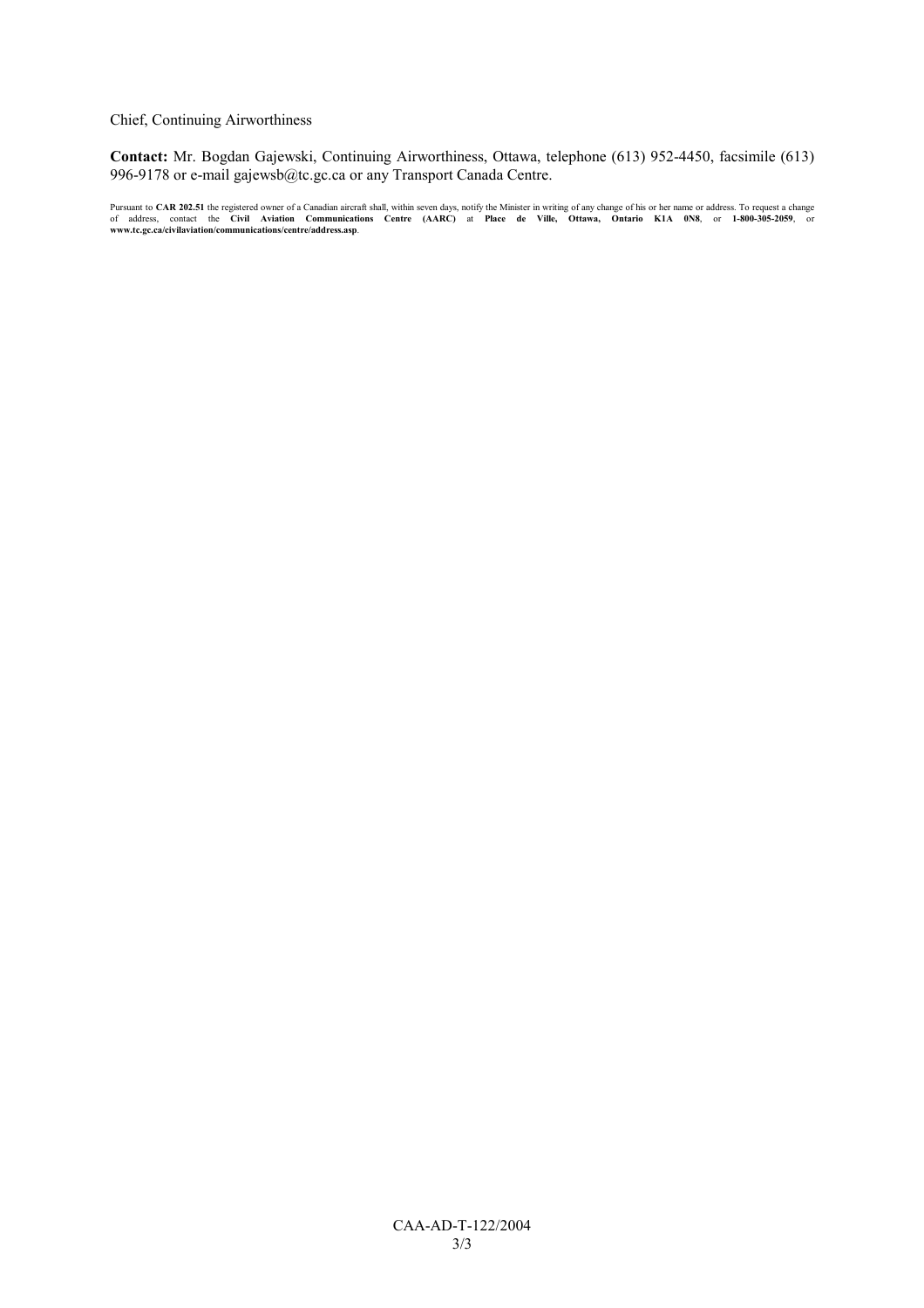Chief, Continuing Airworthiness

**Contact:** Mr. Bogdan Gajewski, Continuing Airworthiness, Ottawa, telephone (613) 952-4450, facsimile (613) 996-9178 or e-mail gajewsb@tc.gc.ca or any Transport Canada Centre.

Pursuant to **CAR 202.51** the registered owner of a Canadian aircraft shall, within seven days, notify the Minister in writing of any change of his or her name or address. To request a change of address, contact the **Civil Aviation Communications Centre (AARC)** at **Place de Ville, Ottawa, Ontario K1A 0N8**, or **1-800-305-2059**, or **www.tc.gc.ca/civilaviation/communications/centre/address.asp**.

CAA-AD-T-122/2004